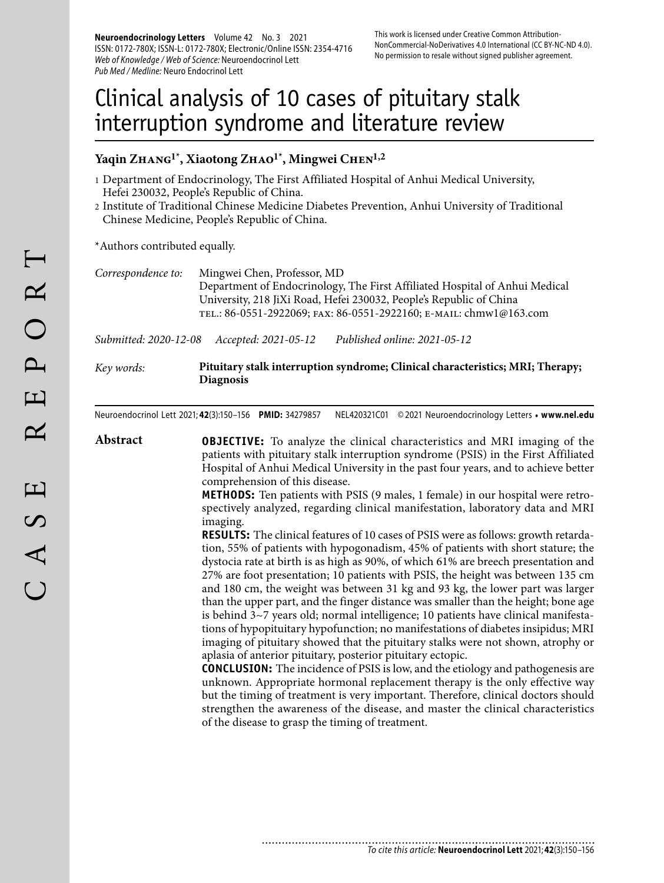# Clinical analysis of 10 cases of pituitary stalk interruption syndrome and literature review

**Yaqin Zhang[1*], Xiaotong Zhao[1*], Mingwei Chen[1,2]**

1 Department of Endocrinology, The First Affiliated Hospital of Anhui Medical University, Hefei 230032, People's Republic of China.
2 Institute of Traditional Chinese Medicine Diabetes Prevention, Anhui University of Traditional Chinese Medicine, People's Republic of China.

*Authors contributed equally.

*Correspondence to:* Mingwei Chen, Professor, MD
Department of Endocrinology, The First Affiliated Hospital of Anhui Medical University, 218 JiXi Road, Hefei 230032, People's Republic of China
TEL.: 86-0551-2922069; FAX: 86-0551-2922160; E-MAIL: chmw1@163.com

*Submitted: 2020-12-08* *Accepted: 2021-05-12* *Published online: 2021-05-12*

*Key words:* **Pituitary stalk interruption syndrome; Clinical characteristics; MRI; Therapy; Diagnosis**

Neuroendocrinol Lett 2021; **42**(3):150–156 **PMID:** 34279857 NEL420321C01 © 2021 Neuroendocrinology Letters • **www.nel.edu**

## Abstract

**OBJECTIVE:** To analyze the clinical characteristics and MRI imaging of the patients with pituitary stalk interruption syndrome (PSIS) in the First Affiliated Hospital of Anhui Medical University in the past four years, and to achieve better comprehension of this disease.

**METHODS:** Ten patients with PSIS (9 males, 1 female) in our hospital were retrospectively analyzed, regarding clinical manifestation, laboratory data and MRI imaging.

**RESULTS:** The clinical features of 10 cases of PSIS were as follows: growth retardation, 55% of patients with hypogonadism, 45% of patients with short stature; the dystocia rate at birth is as high as 90%, of which 61% are breech presentation and 27% are foot presentation; 10 patients with PSIS, the height was between 135 cm and 180 cm, the weight was between 31 kg and 93 kg, the lower part was larger than the upper part, and the finger distance was smaller than the height; bone age is behind 3~7 years old; normal intelligence; 10 patients have clinical manifestations of hypopituitary hypofunction; no manifestations of diabetes insipidus; MRI imaging of pituitary showed that the pituitary stalks were not shown, atrophy or aplasia of anterior pituitary, posterior pituitary ectopic.

**CONCLUSION:** The incidence of PSIS is low, and the etiology and pathogenesis are unknown. Appropriate hormonal replacement therapy is the only effective way but the timing of treatment is very important. Therefore, clinical doctors should strengthen the awareness of the disease, and master the clinical characteristics of the disease to grasp the timing of treatment.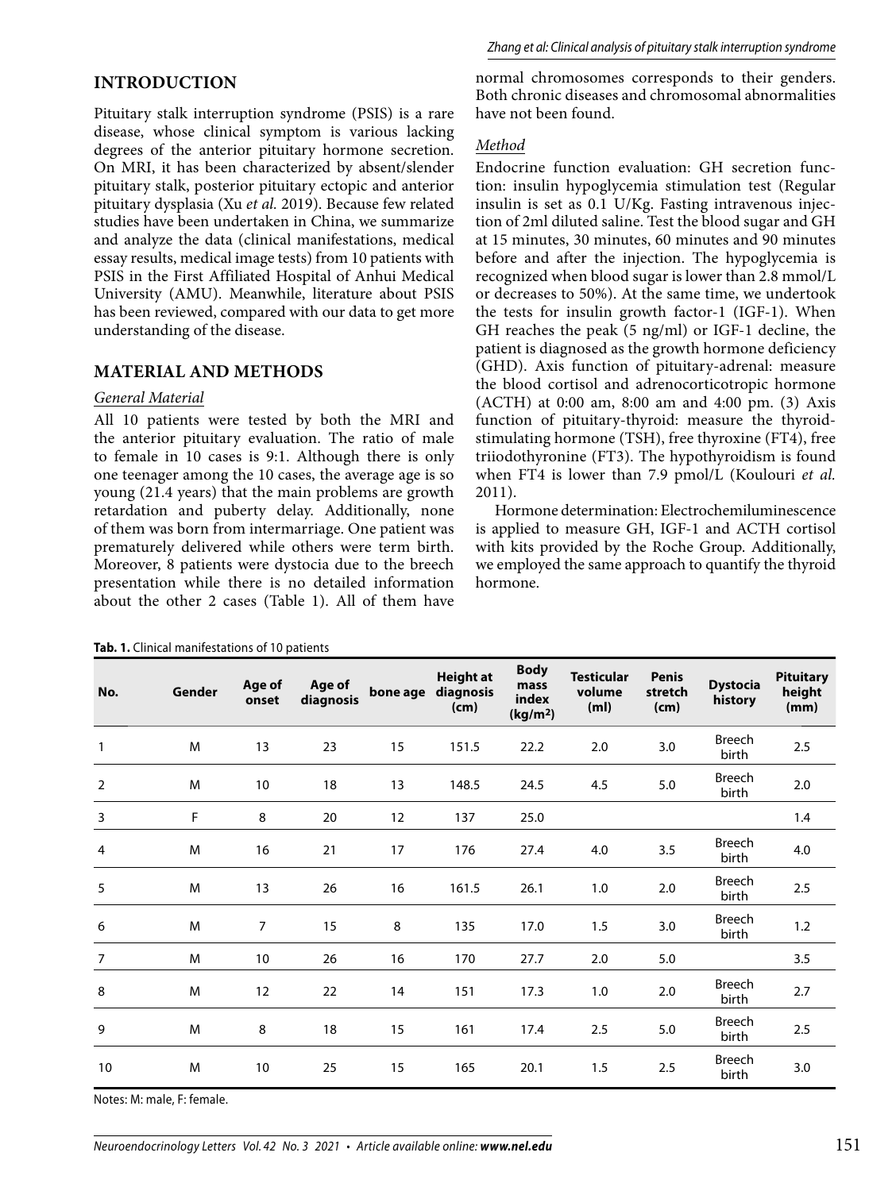## INTRODUCTION

Pituitary stalk interruption syndrome (PSIS) is a rare disease, whose clinical symptom is various lacking degrees of the anterior pituitary hormone secretion. On MRI, it has been characterized by absent/slender pituitary stalk, posterior pituitary ectopic and anterior pituitary dysplasia (Xu *et al.* 2019). Because few related studies have been undertaken in China, we summarize and analyze the data (clinical manifestations, medical essay results, medical image tests) from 10 patients with PSIS in the First Affiliated Hospital of Anhui Medical University (AMU). Meanwhile, literature about PSIS has been reviewed, compared with our data to get more understanding of the disease.

## MATERIAL AND METHODS

### *General Material*

All 10 patients were tested by both the MRI and the anterior pituitary evaluation. The ratio of male to female in 10 cases is 9:1. Although there is only one teenager among the 10 cases, the average age is so young (21.4 years) that the main problems are growth retardation and puberty delay. Additionally, none of them was born from intermarriage. One patient was prematurely delivered while others were term birth. Moreover, 8 patients were dystocia due to the breech presentation while there is no detailed information about the other 2 cases (Table 1). All of them have normal chromosomes corresponds to their genders. Both chronic diseases and chromosomal abnormalities have not been found.

### *Method*

Endocrine function evaluation: GH secretion function: insulin hypoglycemia stimulation test (Regular insulin is set as 0.1 U/Kg. Fasting intravenous injection of 2ml diluted saline. Test the blood sugar and GH at 15 minutes, 30 minutes, 60 minutes and 90 minutes before and after the injection. The hypoglycemia is recognized when blood sugar is lower than 2.8 mmol/L or decreases to 50%). At the same time, we undertook the tests for insulin growth factor-1 (IGF-1). When GH reaches the peak (5 ng/ml) or IGF-1 decline, the patient is diagnosed as the growth hormone deficiency (GHD). Axis function of pituitary-adrenal: measure the blood cortisol and adrenocorticotropic hormone (ACTH) at 0:00 am, 8:00 am and 4:00 pm. (3) Axis function of pituitary-thyroid: measure the thyroid-stimulating hormone (TSH), free thyroxine (FT4), free triiodothyronine (FT3). The hypothyroidism is found when FT4 is lower than 7.9 pmol/L (Koulouri *et al.* 2011).

Hormone determination: Electrochemiluminescence is applied to measure GH, IGF-1 and ACTH cortisol with kits provided by the Roche Group. Additionally, we employed the same approach to quantify the thyroid hormone.

**Tab. 1.** Clinical manifestations of 10 patients

| No. | Gender | Age of onset | Age of diagnosis | bone age | Height at diagnosis (cm) | Body mass index (kg/m$^2$) | Testicular volume (ml) | Penis stretch (cm) | Dystocia history | Pituitary height (mm) |
|---|---|---|---|---|---|---|---|---|---|---|
| 1 | M | 13 | 23 | 15 | 151.5 | 22.2 | 2.0 | 3.0 | Breech birth | 2.5 |
| 2 | M | 10 | 18 | 13 | 148.5 | 24.5 | 4.5 | 5.0 | Breech birth | 2.0 |
| 3 | F | 8 | 20 | 12 | 137 | 25.0 | | | | 1.4 |
| 4 | M | 16 | 21 | 17 | 176 | 27.4 | 4.0 | 3.5 | Breech birth | 4.0 |
| 5 | M | 13 | 26 | 16 | 161.5 | 26.1 | 1.0 | 2.0 | Breech birth | 2.5 |
| 6 | M | 7 | 15 | 8 | 135 | 17.0 | 1.5 | 3.0 | Breech birth | 1.2 |
| 7 | M | 10 | 26 | 16 | 170 | 27.7 | 2.0 | 5.0 | | 3.5 |
| 8 | M | 12 | 22 | 14 | 151 | 17.3 | 1.0 | 2.0 | Breech birth | 2.7 |
| 9 | M | 8 | 18 | 15 | 161 | 17.4 | 2.5 | 5.0 | Breech birth | 2.5 |
| 10 | M | 10 | 25 | 15 | 165 | 20.1 | 1.5 | 2.5 | Breech birth | 3.0 |

Notes: M: male, F: female.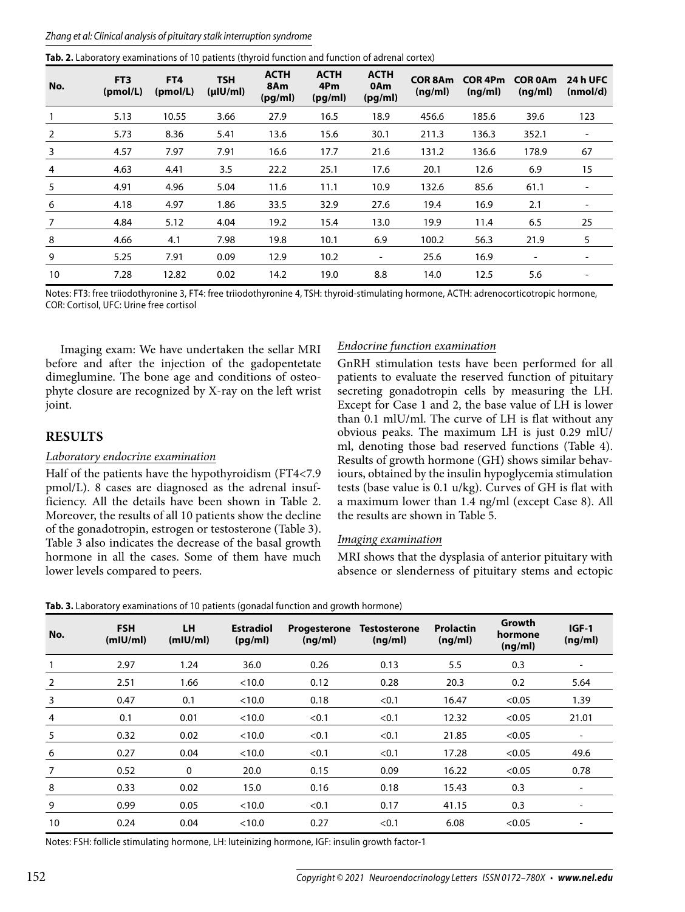**Tab. 2.** Laboratory examinations of 10 patients (thyroid function and function of adrenal cortex)

| No. | FT3 (pmol/L) | FT4 (pmol/L) | TSH (μIU/ml) | ACTH 8Am (pg/ml) | ACTH 4Pm (pg/ml) | ACTH 0Am (pg/ml) | COR 8Am (ng/ml) | COR 4Pm (ng/ml) | COR 0Am (ng/ml) | 24 h UFC (nmol/d) |
|---|---|---|---|---|---|---|---|---|---|---|
| 1 | 5.13 | 10.55 | 3.66 | 27.9 | 16.5 | 18.9 | 456.6 | 185.6 | 39.6 | 123 |
| 2 | 5.73 | 8.36 | 5.41 | 13.6 | 15.6 | 30.1 | 211.3 | 136.3 | 352.1 | - |
| 3 | 4.57 | 7.97 | 7.91 | 16.6 | 17.7 | 21.6 | 131.2 | 136.6 | 178.9 | 67 |
| 4 | 4.63 | 4.41 | 3.5 | 22.2 | 25.1 | 17.6 | 20.1 | 12.6 | 6.9 | 15 |
| 5 | 4.91 | 4.96 | 5.04 | 11.6 | 11.1 | 10.9 | 132.6 | 85.6 | 61.1 | - |
| 6 | 4.18 | 4.97 | 1.86 | 33.5 | 32.9 | 27.6 | 19.4 | 16.9 | 2.1 | - |
| 7 | 4.84 | 5.12 | 4.04 | 19.2 | 15.4 | 13.0 | 19.9 | 11.4 | 6.5 | 25 |
| 8 | 4.66 | 4.1 | 7.98 | 19.8 | 10.1 | 6.9 | 100.2 | 56.3 | 21.9 | 5 |
| 9 | 5.25 | 7.91 | 0.09 | 12.9 | 10.2 | - | 25.6 | 16.9 | - | - |
| 10 | 7.28 | 12.82 | 0.02 | 14.2 | 19.0 | 8.8 | 14.0 | 12.5 | 5.6 | - |

Notes: FT3: free triiodothyronine 3, FT4: free triiodothyronine 4, TSH: thyroid-stimulating hormone, ACTH: adrenocorticotropic hormone, COR: Cortisol, UFC: Urine free cortisol

Imaging exam: We have undertaken the sellar MRI before and after the injection of the gadopentetate dimeglumine. The bone age and conditions of osteophyte closure are recognized by X-ray on the left wrist joint.

## RESULTS

### *Laboratory endocrine examination*

Half of the patients have the hypothyroidism (FT4<7.9 pmol/L). 8 cases are diagnosed as the adrenal insufficiency. All the details have been shown in Table 2. Moreover, the results of all 10 patients show the decline of the gonadotropin, estrogen or testosterone (Table 3). Table 3 also indicates the decrease of the basal growth hormone in all the cases. Some of them have much lower levels compared to peers.

### *Endocrine function examination*

GnRH stimulation tests have been performed for all patients to evaluate the reserved function of pituitary secreting gonadotropin cells by measuring the LH. Except for Case 1 and 2, the base value of LH is lower than 0.1 mlU/ml. The curve of LH is flat without any obvious peaks. The maximum LH is just 0.29 mlU/ml, denoting those bad reserved functions (Table 4). Results of growth hormone (GH) shows similar behaviours, obtained by the insulin hypoglycemia stimulation tests (base value is 0.1 u/kg). Curves of GH is flat with a maximum lower than 1.4 ng/ml (except Case 8). All the results are shown in Table 5.

### *Imaging examination*

MRI shows that the dysplasia of anterior pituitary with absence or slenderness of pituitary stems and ectopic

**Tab. 3.** Laboratory examinations of 10 patients (gonadal function and growth hormone)

| No. | FSH (mIU/ml) | LH (mIU/ml) | Estradiol (pg/ml) | Progesterone (ng/ml) | Testosterone (ng/ml) | Prolactin (ng/ml) | Growth hormone (ng/ml) | IGF-1 (ng/ml) |
|---|---|---|---|---|---|---|---|---|
| 1 | 2.97 | 1.24 | 36.0 | 0.26 | 0.13 | 5.5 | 0.3 | - |
| 2 | 2.51 | 1.66 | <10.0 | 0.12 | 0.28 | 20.3 | 0.2 | 5.64 |
| 3 | 0.47 | 0.1 | <10.0 | 0.18 | <0.1 | 16.47 | <0.05 | 1.39 |
| 4 | 0.1 | 0.01 | <10.0 | <0.1 | <0.1 | 12.32 | <0.05 | 21.01 |
| 5 | 0.32 | 0.02 | <10.0 | <0.1 | <0.1 | 21.85 | <0.05 | - |
| 6 | 0.27 | 0.04 | <10.0 | <0.1 | <0.1 | 17.28 | <0.05 | 49.6 |
| 7 | 0.52 | 0 | 20.0 | 0.15 | 0.09 | 16.22 | <0.05 | 0.78 |
| 8 | 0.33 | 0.02 | 15.0 | 0.16 | 0.18 | 15.43 | 0.3 | - |
| 9 | 0.99 | 0.05 | <10.0 | <0.1 | 0.17 | 41.15 | 0.3 | - |
| 10 | 0.24 | 0.04 | <10.0 | 0.27 | <0.1 | 6.08 | <0.05 | - |

Notes: FSH: follicle stimulating hormone, LH: luteinizing hormone, IGF: insulin growth factor-1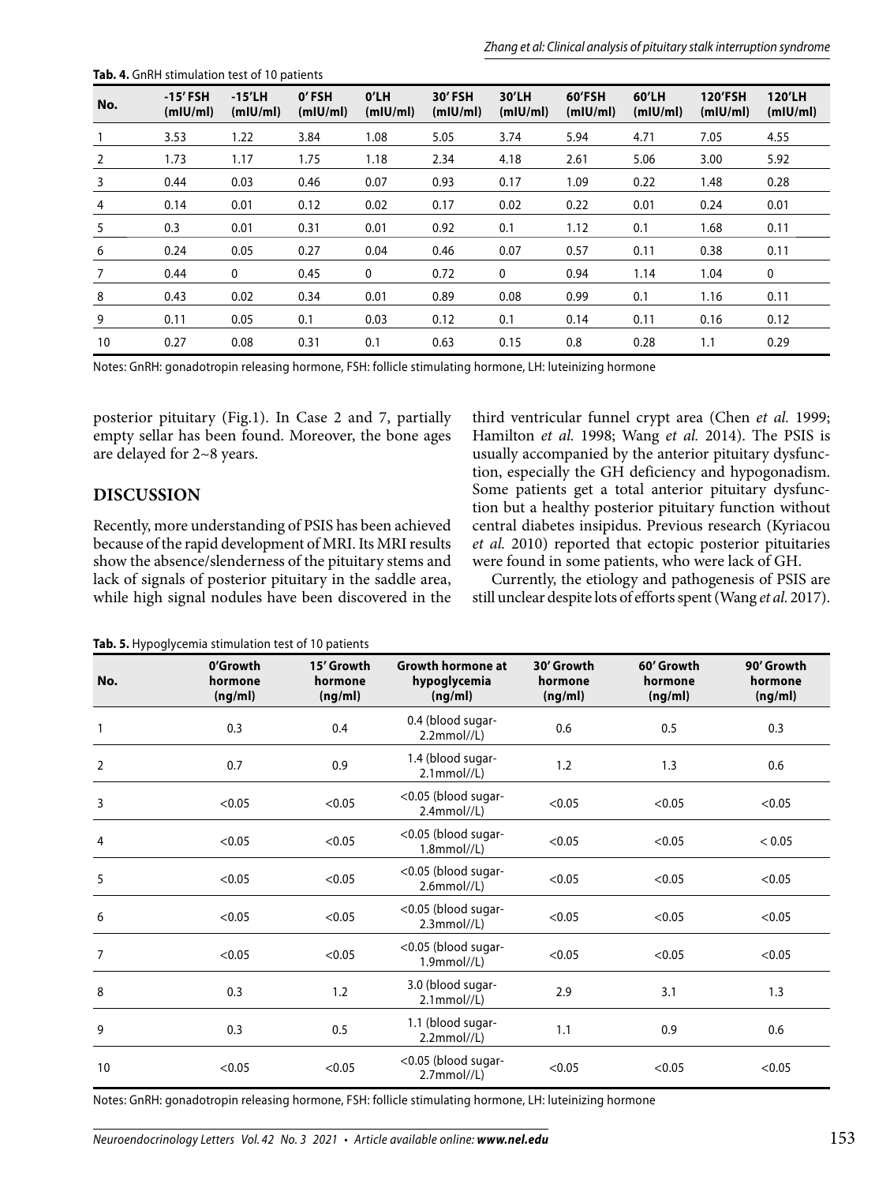**Tab. 4.** GnRH stimulation test of 10 patients

| No. | -15' FSH (mIU/ml) | -15'LH (mIU/ml) | 0' FSH (mIU/ml) | 0'LH (mIU/ml) | 30' FSH (mIU/ml) | 30'LH (mIU/ml) | 60'FSH (mIU/ml) | 60'LH (mIU/ml) | 120'FSH (mIU/ml) | 120'LH (mIU/ml) |
|---|---|---|---|---|---|---|---|---|---|---|
| 1 | 3.53 | 1.22 | 3.84 | 1.08 | 5.05 | 3.74 | 5.94 | 4.71 | 7.05 | 4.55 |
| 2 | 1.73 | 1.17 | 1.75 | 1.18 | 2.34 | 4.18 | 2.61 | 5.06 | 3.00 | 5.92 |
| 3 | 0.44 | 0.03 | 0.46 | 0.07 | 0.93 | 0.17 | 1.09 | 0.22 | 1.48 | 0.28 |
| 4 | 0.14 | 0.01 | 0.12 | 0.02 | 0.17 | 0.02 | 0.22 | 0.01 | 0.24 | 0.01 |
| 5 | 0.3 | 0.01 | 0.31 | 0.01 | 0.92 | 0.1 | 1.12 | 0.1 | 1.68 | 0.11 |
| 6 | 0.24 | 0.05 | 0.27 | 0.04 | 0.46 | 0.07 | 0.57 | 0.11 | 0.38 | 0.11 |
| 7 | 0.44 | 0 | 0.45 | 0 | 0.72 | 0 | 0.94 | 1.14 | 1.04 | 0 |
| 8 | 0.43 | 0.02 | 0.34 | 0.01 | 0.89 | 0.08 | 0.99 | 0.1 | 1.16 | 0.11 |
| 9 | 0.11 | 0.05 | 0.1 | 0.03 | 0.12 | 0.1 | 0.14 | 0.11 | 0.16 | 0.12 |
| 10 | 0.27 | 0.08 | 0.31 | 0.1 | 0.63 | 0.15 | 0.8 | 0.28 | 1.1 | 0.29 |

Notes: GnRH: gonadotropin releasing hormone, FSH: follicle stimulating hormone, LH: luteinizing hormone

posterior pituitary (Fig.1). In Case 2 and 7, partially empty sellar has been found. Moreover, the bone ages are delayed for 2~8 years.

## DISCUSSION

Recently, more understanding of PSIS has been achieved because of the rapid development of MRI. Its MRI results show the absence/slenderness of the pituitary stems and lack of signals of posterior pituitary in the saddle area, while high signal nodules have been discovered in the third ventricular funnel crypt area (Chen *et al.* 1999; Hamilton *et al.* 1998; Wang *et al.* 2014). The PSIS is usually accompanied by the anterior pituitary dysfunction, especially the GH deficiency and hypogonadism. Some patients get a total anterior pituitary dysfunction but a healthy posterior pituitary function without central diabetes insipidus. Previous research (Kyriacou *et al.* 2010) reported that ectopic posterior pituitaries were found in some patients, who were lack of GH.

Currently, the etiology and pathogenesis of PSIS are still unclear despite lots of efforts spent (Wang *et al.* 2017).

**Tab. 5.** Hypoglycemia stimulation test of 10 patients

| No. | 0'Growth hormone (ng/ml) | 15' Growth hormone (ng/ml) | Growth hormone at hypoglycemia (ng/ml) | 30' Growth hormone (ng/ml) | 60' Growth hormone (ng/ml) | 90' Growth hormone (ng/ml) |
|---|---|---|---|---|---|---|
| 1 | 0.3 | 0.4 | 0.4 (blood sugar-2.2mmol//L) | 0.6 | 0.5 | 0.3 |
| 2 | 0.7 | 0.9 | 1.4 (blood sugar-2.1mmol//L) | 1.2 | 1.3 | 0.6 |
| 3 | <0.05 | <0.05 | <0.05 (blood sugar-2.4mmol//L) | <0.05 | <0.05 | <0.05 |
| 4 | <0.05 | <0.05 | <0.05 (blood sugar-1.8mmol//L) | <0.05 | <0.05 | < 0.05 |
| 5 | <0.05 | <0.05 | <0.05 (blood sugar-2.6mmol//L) | <0.05 | <0.05 | <0.05 |
| 6 | <0.05 | <0.05 | <0.05 (blood sugar-2.3mmol//L) | <0.05 | <0.05 | <0.05 |
| 7 | <0.05 | <0.05 | <0.05 (blood sugar-1.9mmol//L) | <0.05 | <0.05 | <0.05 |
| 8 | 0.3 | 1.2 | 3.0 (blood sugar-2.1mmol//L) | 2.9 | 3.1 | 1.3 |
| 9 | 0.3 | 0.5 | 1.1 (blood sugar-2.2mmol//L) | 1.1 | 0.9 | 0.6 |
| 10 | <0.05 | <0.05 | <0.05 (blood sugar-2.7mmol//L) | <0.05 | <0.05 | <0.05 |

Notes: GnRH: gonadotropin releasing hormone, FSH: follicle stimulating hormone, LH: luteinizing hormone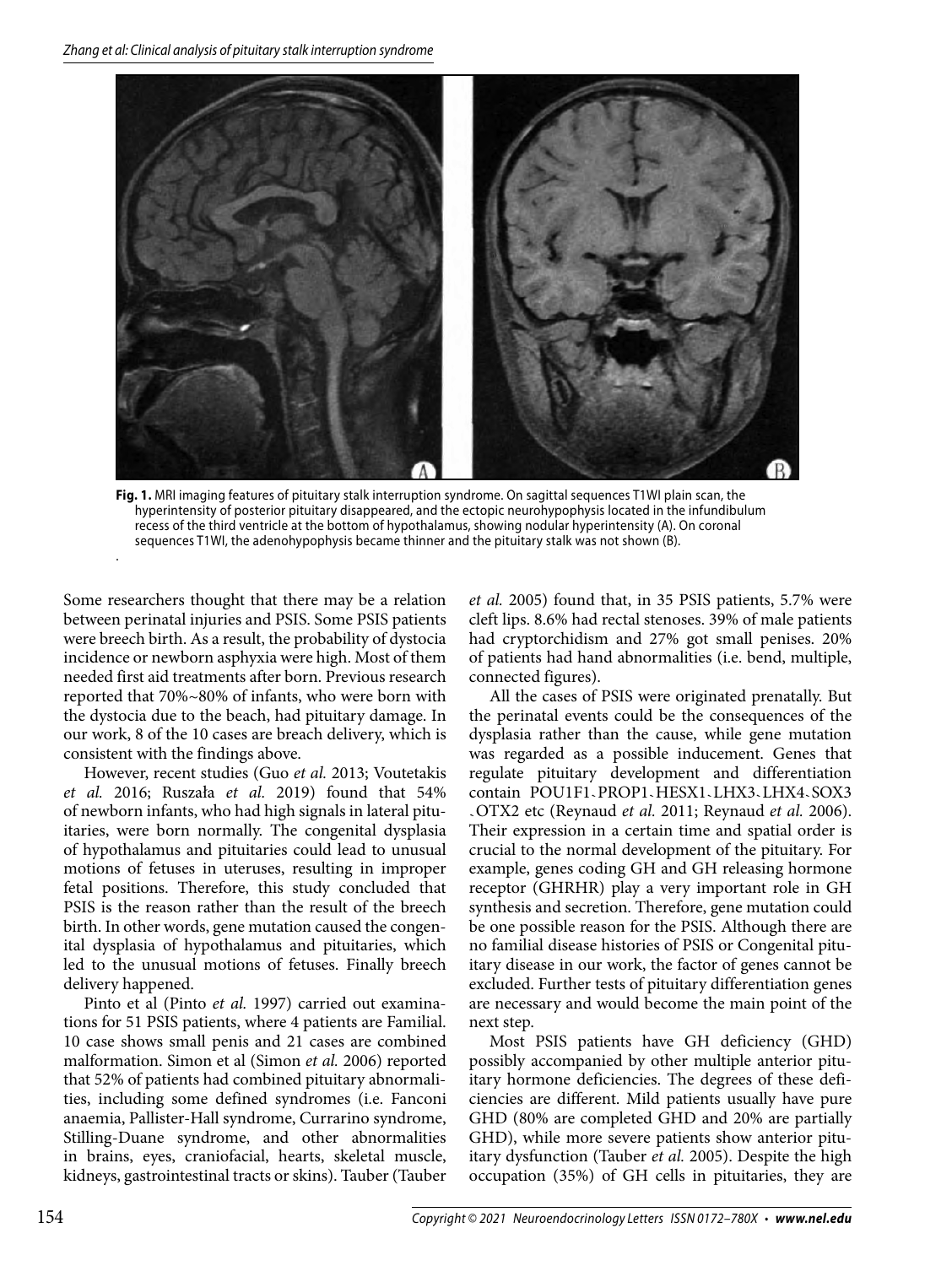**Fig. 1.** MRI imaging features of pituitary stalk interruption syndrome. On sagittal sequences T1WI plain scan, the hyperintensity of posterior pituitary disappeared, and the ectopic neurohypophysis located in the infundibulum recess of the third ventricle at the bottom of hypothalamus, showing nodular hyperintensity (A). On coronal sequences T1WI, the adenohypophysis became thinner and the pituitary stalk was not shown (B).

Some researchers thought that there may be a relation between perinatal injuries and PSIS. Some PSIS patients were breech birth. As a result, the probability of dystocia incidence or newborn asphyxia were high. Most of them needed first aid treatments after born. Previous research reported that 70%~80% of infants, who were born with the dystocia due to the beach, had pituitary damage. In our work, 8 of the 10 cases are breach delivery, which is consistent with the findings above.

However, recent studies (Guo *et al.* 2013; Voutetakis *et al.* 2016; Ruszała *et al.* 2019) found that 54% of newborn infants, who had high signals in lateral pituitaries, were born normally. The congenital dysplasia of hypothalamus and pituitaries could lead to unusual motions of fetuses in uteruses, resulting in improper fetal positions. Therefore, this study concluded that PSIS is the reason rather than the result of the breech birth. In other words, gene mutation caused the congenital dysplasia of hypothalamus and pituitaries, which led to the unusual motions of fetuses. Finally breech delivery happened.

Pinto et al (Pinto *et al.* 1997) carried out examinations for 51 PSIS patients, where 4 patients are Familial. 10 case shows small penis and 21 cases are combined malformation. Simon et al (Simon *et al.* 2006) reported that 52% of patients had combined pituitary abnormalities, including some defined syndromes (i.e. Fanconi anaemia, Pallister-Hall syndrome, Currarino syndrome, Stilling-Duane syndrome, and other abnormalities in brains, eyes, craniofacial, hearts, skeletal muscle, kidneys, gastrointestinal tracts or skins). Tauber (Tauber *et al.* 2005) found that, in 35 PSIS patients, 5.7% were cleft lips. 8.6% had rectal stenoses. 39% of male patients had cryptorchidism and 27% got small penises. 20% of patients had hand abnormalities (i.e. bend, multiple, connected figures).

All the cases of PSIS were originated prenatally. But the perinatal events could be the consequences of the dysplasia rather than the cause, while gene mutation was regarded as a possible inducement. Genes that regulate pituitary development and differentiation contain POU1F1、PROP1、HESX1、LHX3、LHX4、SOX3、OTX2 etc (Reynaud *et al.* 2011; Reynaud *et al.* 2006). Their expression in a certain time and spatial order is crucial to the normal development of the pituitary. For example, genes coding GH and GH releasing hormone receptor (GHRHR) play a very important role in GH synthesis and secretion. Therefore, gene mutation could be one possible reason for the PSIS. Although there are no familial disease histories of PSIS or Congenital pituitary disease in our work, the factor of genes cannot be excluded. Further tests of pituitary differentiation genes are necessary and would become the main point of the next step.

Most PSIS patients have GH deficiency (GHD) possibly accompanied by other multiple anterior pituitary hormone deficiencies. The degrees of these deficiencies are different. Mild patients usually have pure GHD (80% are completed GHD and 20% are partially GHD), while more severe patients show anterior pituitary dysfunction (Tauber *et al.* 2005). Despite the high occupation (35%) of GH cells in pituitaries, they are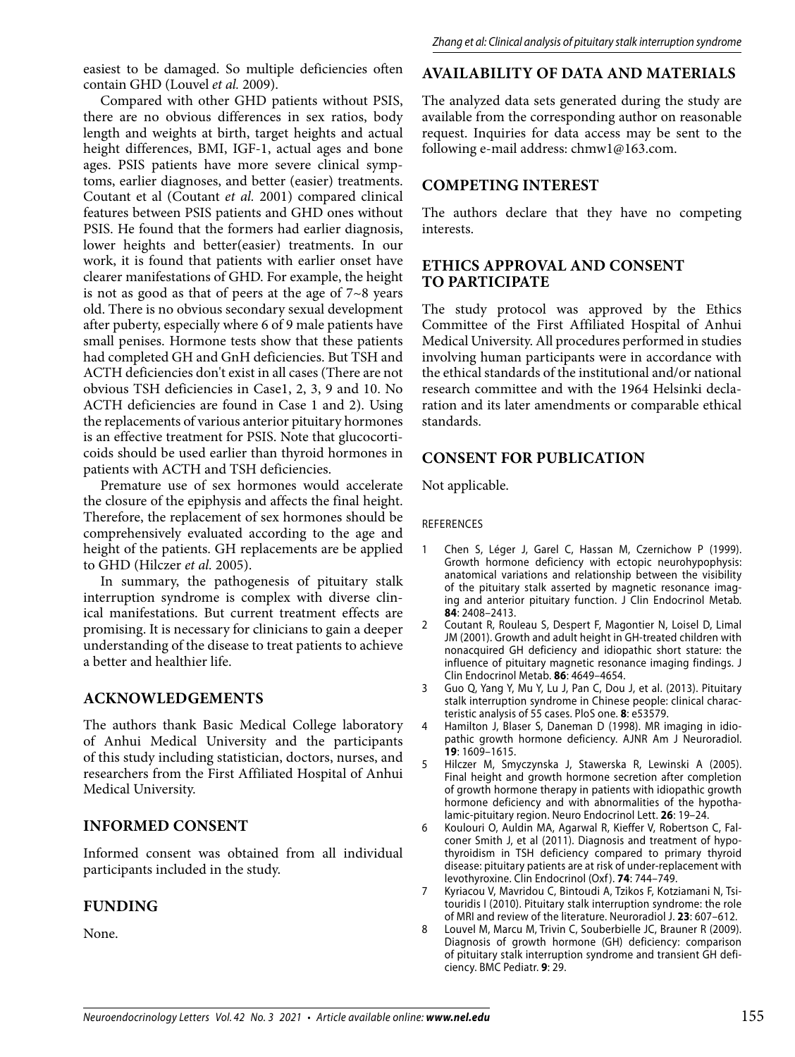easiest to be damaged. So multiple deficiencies often contain GHD (Louvel *et al.* 2009).

Compared with other GHD patients without PSIS, there are no obvious differences in sex ratios, body length and weights at birth, target heights and actual height differences, BMI, IGF-1, actual ages and bone ages. PSIS patients have more severe clinical symptoms, earlier diagnoses, and better (easier) treatments. Coutant et al (Coutant *et al.* 2001) compared clinical features between PSIS patients and GHD ones without PSIS. He found that the formers had earlier diagnosis, lower heights and better(easier) treatments. In our work, it is found that patients with earlier onset have clearer manifestations of GHD. For example, the height is not as good as that of peers at the age of 7~8 years old. There is no obvious secondary sexual development after puberty, especially where 6 of 9 male patients have small penises. Hormone tests show that these patients had completed GH and GnH deficiencies. But TSH and ACTH deficiencies don't exist in all cases (There are not obvious TSH deficiencies in Case1, 2, 3, 9 and 10. No ACTH deficiencies are found in Case 1 and 2). Using the replacements of various anterior pituitary hormones is an effective treatment for PSIS. Note that glucocorticoids should be used earlier than thyroid hormones in patients with ACTH and TSH deficiencies.

Premature use of sex hormones would accelerate the closure of the epiphysis and affects the final height. Therefore, the replacement of sex hormones should be comprehensively evaluated according to the age and height of the patients. GH replacements are be applied to GHD (Hilczer *et al.* 2005).

In summary, the pathogenesis of pituitary stalk interruption syndrome is complex with diverse clinical manifestations. But current treatment effects are promising. It is necessary for clinicians to gain a deeper understanding of the disease to treat patients to achieve a better and healthier life.

## ACKNOWLEDGEMENTS

The authors thank Basic Medical College laboratory of Anhui Medical University and the participants of this study including statistician, doctors, nurses, and researchers from the First Affiliated Hospital of Anhui Medical University.

## INFORMED CONSENT

Informed consent was obtained from all individual participants included in the study.

## FUNDING

None.

## AVAILABILITY OF DATA AND MATERIALS

The analyzed data sets generated during the study are available from the corresponding author on reasonable request. Inquiries for data access may be sent to the following e-mail address: chmw1@163.com.

## COMPETING INTEREST

The authors declare that they have no competing interests.

## ETHICS APPROVAL AND CONSENT TO PARTICIPATE

The study protocol was approved by the Ethics Committee of the First Affiliated Hospital of Anhui Medical University. All procedures performed in studies involving human participants were in accordance with the ethical standards of the institutional and/or national research committee and with the 1964 Helsinki declaration and its later amendments or comparable ethical standards.

## CONSENT FOR PUBLICATION

Not applicable.

### REFERENCES

1. Chen S, Léger J, Garel C, Hassan M, Czernichow P (1999). Growth hormone deficiency with ectopic neurohypophysis: anatomical variations and relationship between the visibility of the pituitary stalk asserted by magnetic resonance imaging and anterior pituitary function. J Clin Endocrinol Metab. **84**: 2408–2413.
2. Coutant R, Rouleau S, Despert F, Magontier N, Loisel D, Limal JM (2001). Growth and adult height in GH-treated children with nonacquired GH deficiency and idiopathic short stature: the influence of pituitary magnetic resonance imaging findings. J Clin Endocrinol Metab. **86**: 4649–4654.
3. Guo Q, Yang Y, Mu Y, Lu J, Pan C, Dou J, et al. (2013). Pituitary stalk interruption syndrome in Chinese people: clinical characteristic analysis of 55 cases. PloS one. **8**: e53579.
4. Hamilton J, Blaser S, Daneman D (1998). MR imaging in idiopathic growth hormone deficiency. AJNR Am J Neuroradiol. **19**: 1609–1615.
5. Hilczer M, Smyczynska J, Stawerska R, Lewinski A (2005). Final height and growth hormone secretion after completion of growth hormone therapy in patients with idiopathic growth hormone deficiency and with abnormalities of the hypothalamic-pituitary region. Neuro Endocrinol Lett. **26**: 19–24.
6. Koulouri O, Auldin MA, Agarwal R, Kieffer V, Robertson C, Falconer Smith J, et al (2011). Diagnosis and treatment of hypothyroidism in TSH deficiency compared to primary thyroid disease: pituitary patients are at risk of under-replacement with levothyroxine. Clin Endocrinol (Oxf). **74**: 744–749.
7. Kyriacou V, Mavridou C, Bintoudi A, Tzikos F, Kotziamani N, Tsitouridis I (2010). Pituitary stalk interruption syndrome: the role of MRI and review of the literature. Neuroradiol J. **23**: 607–612.
8. Louvel M, Marcu M, Trivin C, Souberbielle JC, Brauner R (2009). Diagnosis of growth hormone (GH) deficiency: comparison of pituitary stalk interruption syndrome and transient GH deficiency. BMC Pediatr. **9**: 29.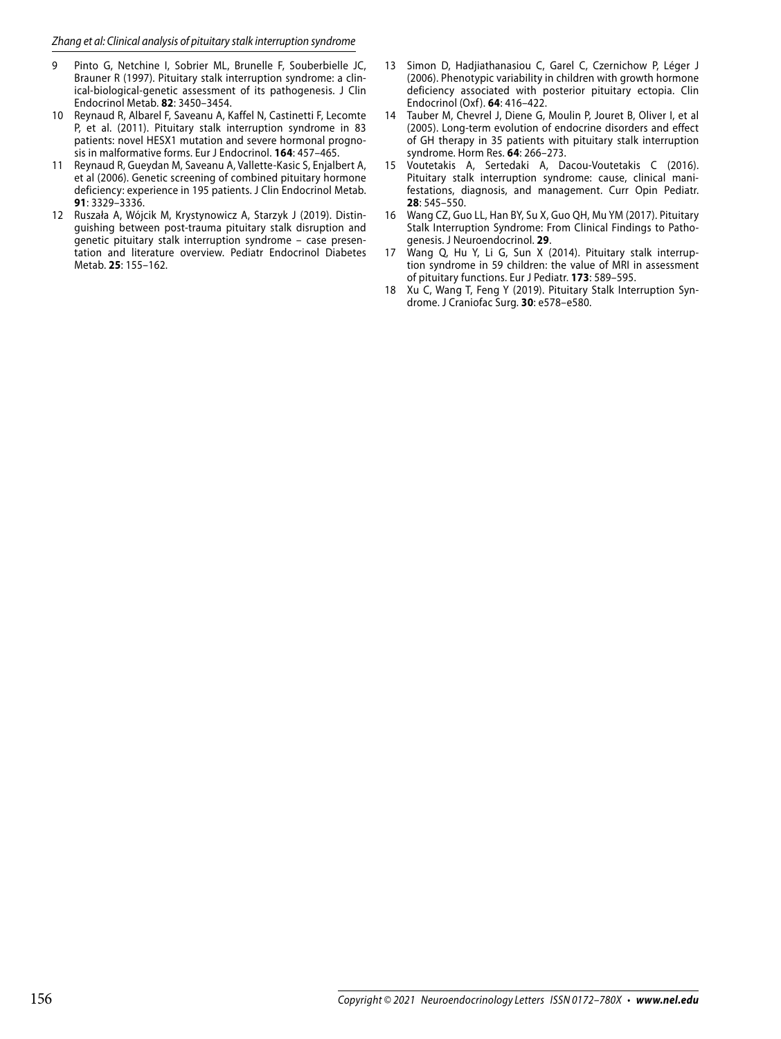9 Pinto G, Netchine I, Sobrier ML, Brunelle F, Souberbielle JC, Brauner R (1997). Pituitary stalk interruption syndrome: a clinical-biological-genetic assessment of its pathogenesis. J Clin Endocrinol Metab. **82**: 3450–3454.

10 Reynaud R, Albarel F, Saveanu A, Kaffel N, Castinetti F, Lecomte P, et al. (2011). Pituitary stalk interruption syndrome in 83 patients: novel HESX1 mutation and severe hormonal prognosis in malformative forms. Eur J Endocrinol. **164**: 457–465.

11 Reynaud R, Gueydan M, Saveanu A, Vallette-Kasic S, Enjalbert A, et al (2006). Genetic screening of combined pituitary hormone deficiency: experience in 195 patients. J Clin Endocrinol Metab. **91**: 3329–3336.

12 Ruszała A, Wójcik M, Krystynowicz A, Starzyk J (2019). Distinguishing between post-trauma pituitary stalk disruption and genetic pituitary stalk interruption syndrome – case presentation and literature overview. Pediatr Endocrinol Diabetes Metab. **25**: 155–162.

13 Simon D, Hadjiathanasiou C, Garel C, Czernichow P, Léger J (2006). Phenotypic variability in children with growth hormone deficiency associated with posterior pituitary ectopia. Clin Endocrinol (Oxf). **64**: 416–422.

14 Tauber M, Chevrel J, Diene G, Moulin P, Jouret B, Oliver I, et al (2005). Long-term evolution of endocrine disorders and effect of GH therapy in 35 patients with pituitary stalk interruption syndrome. Horm Res. **64**: 266–273.

15 Voutetakis A, Sertedaki A, Dacou-Voutetakis C (2016). Pituitary stalk interruption syndrome: cause, clinical manifestations, diagnosis, and management. Curr Opin Pediatr. **28**: 545–550.

16 Wang CZ, Guo LL, Han BY, Su X, Guo QH, Mu YM (2017). Pituitary Stalk Interruption Syndrome: From Clinical Findings to Pathogenesis. J Neuroendocrinol. **29**.

17 Wang Q, Hu Y, Li G, Sun X (2014). Pituitary stalk interruption syndrome in 59 children: the value of MRI in assessment of pituitary functions. Eur J Pediatr. **173**: 589–595.

18 Xu C, Wang T, Feng Y (2019). Pituitary Stalk Interruption Syndrome. J Craniofac Surg. **30**: e578–e580.